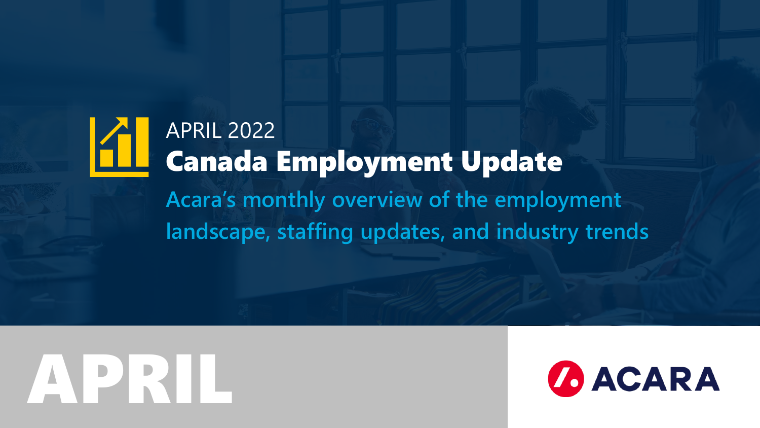APRIL 2022

# Canada Employment Update

**Acara's monthly overview of the employment landscape, staffing updates, and industry trends**

APRIL

ACARA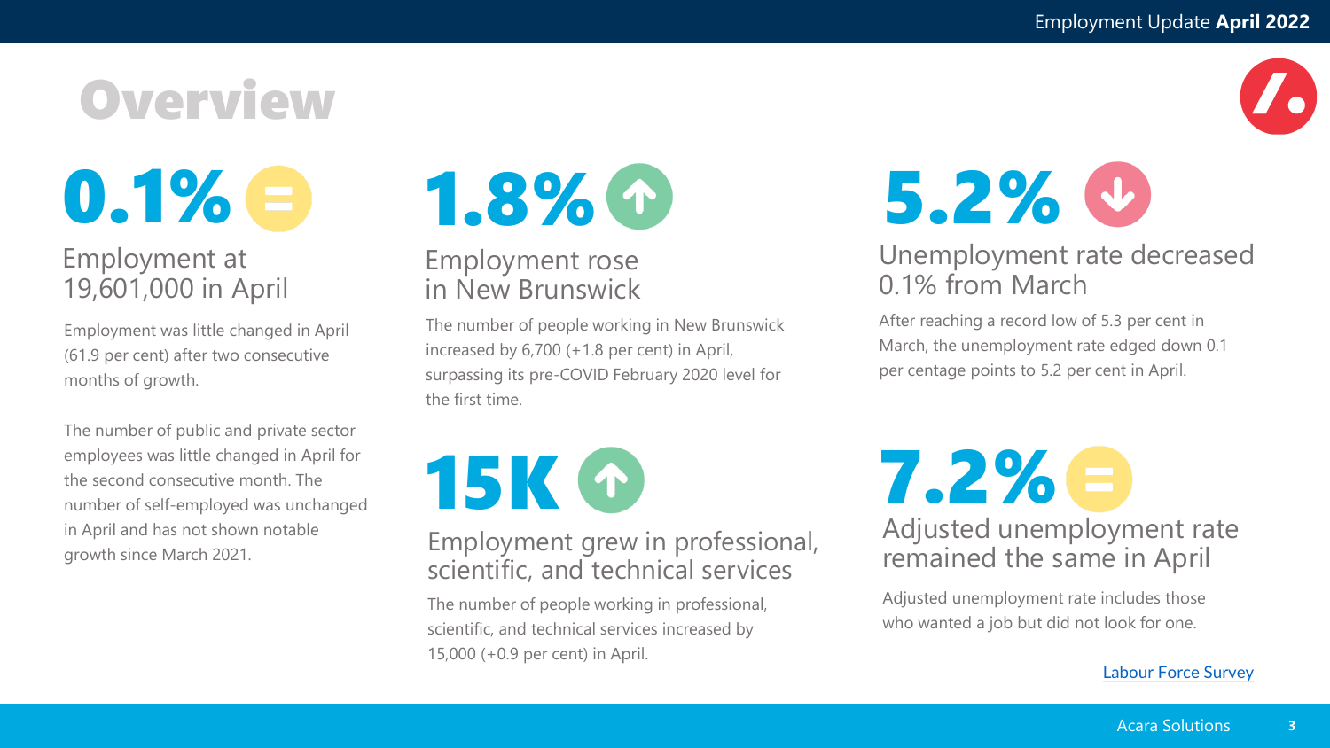# Overview

## 0.1%

### Employment at 19,601,000 in April

Employment was little changed in April (61.9 per cent) after two consecutive months of growth.

The number of public and private sector employees was little changed in April for the second consecutive month. The number of self-employed was unchanged in April and has not shown notable growth since March 2021.

## 1.8%

### Employment rose in New Brunswick

The number of people working in New Brunswick increased by 6,700 (+1.8 per cent) in April, surpassing its pre-COVID February 2020 level for the first time.

## 15K

### Employment grew in professional, scientific, and technical services

The number of people working in professional, scientific, and technical services increased by 15,000 (+0.9 per cent) in April.

## 5.2%

### Unemployment rate decreased 0.1% from March

After reaching a record low of 5.3 per cent in March, the unemployment rate edged down 0.1 per centage points to 5.2 per cent in April.

## 7.2%

### Adjusted unemployment rate remained the same in April

Adjusted unemployment rate includes those who wanted a job but did not look for one.

[Labour Force Survey]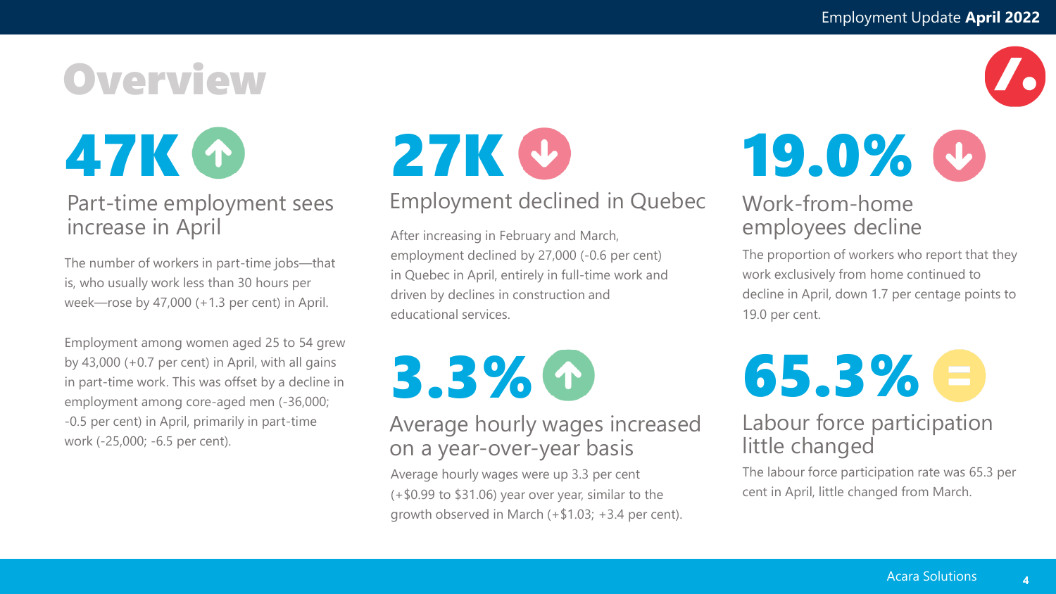# Overview

## 47K

### Part-time employment sees increase in April

The number of workers in part-time jobs—that is, who usually work less than 30 hours per week—rose by 47,000 (+1.3 per cent) in April.

Employment among women aged 25 to 54 grew by 43,000 (+0.7 per cent) in April, with all gains in part-time work. This was offset by a decline in employment among core-aged men (-36,000; -0.5 per cent) in April, primarily in part-time work (-25,000; -6.5 per cent).

## 27K

### Employment declined in Quebec

After increasing in February and March, employment declined by 27,000 (-0.6 per cent) in Quebec in April, entirely in full-time work and driven by declines in construction and educational services.

## 3.3%

### Average hourly wages increased on a year-over-year basis

Average hourly wages were up 3.3 per cent (+$0.99 to $31.06) year over year, similar to the growth observed in March (+$1.03; +3.4 per cent).

## 19.0%

### Work-from-home employees decline

The proportion of workers who report that they work exclusively from home continued to decline in April, down 1.7 per centage points to 19.0 per cent.

## 65.3%

### Labour force participation little changed

The labour force participation rate was 65.3 per cent in April, little changed from March.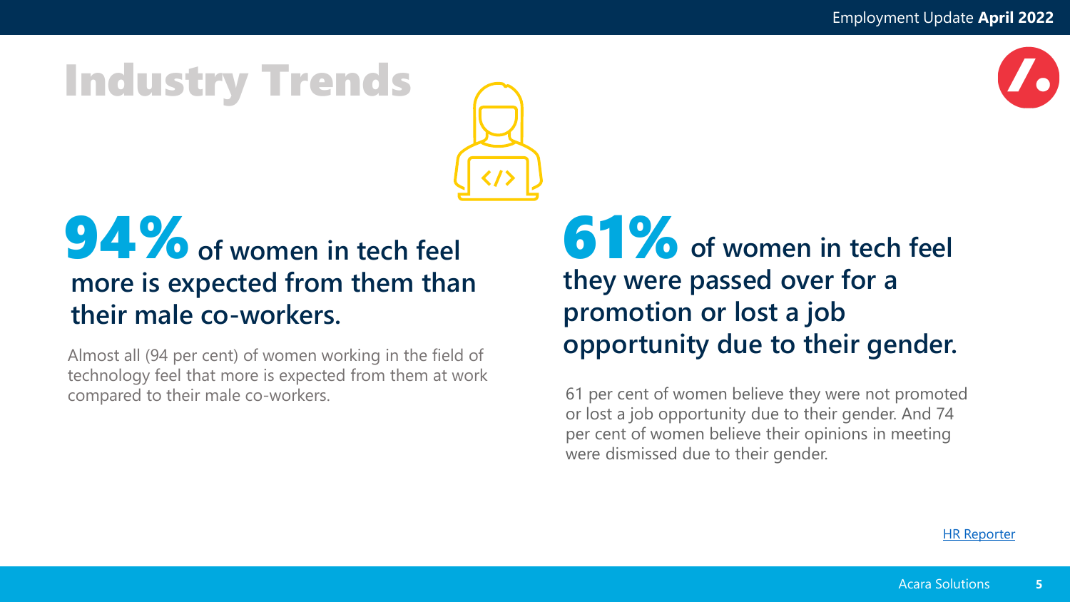# Industry Trends

## 94% of women in tech feel more is expected from them than their male co-workers.

Almost all (94 per cent) of women working in the field of technology feel that more is expected from them at work compared to their male co-workers.

## 61% of women in tech feel they were passed over for a promotion or lost a job opportunity due to their gender.

61 per cent of women believe they were not promoted or lost a job opportunity due to their gender. And 74 per cent of women believe their opinions in meeting were dismissed due to their gender.

HR Reporter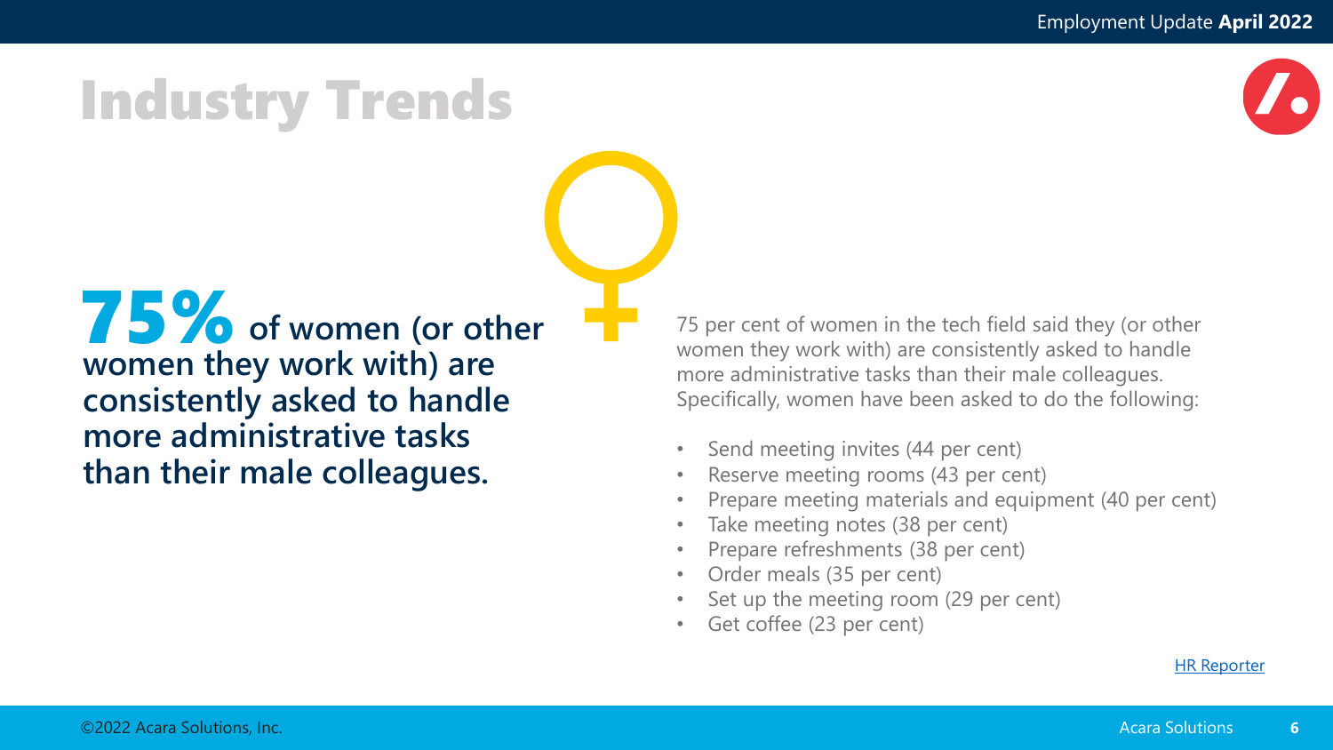# Industry Trends

**75% of women (or other women they work with) are consistently asked to handle more administrative tasks than their male colleagues.**

75 per cent of women in the tech field said they (or other women they work with) are consistently asked to handle more administrative tasks than their male colleagues. Specifically, women have been asked to do the following:

- Send meeting invites (44 per cent)
- Reserve meeting rooms (43 per cent)
- Prepare meeting materials and equipment (40 per cent)
- Take meeting notes (38 per cent)
- Prepare refreshments (38 per cent)
- Order meals (35 per cent)
- Set up the meeting room (29 per cent)
- Get coffee (23 per cent)

HR Reporter